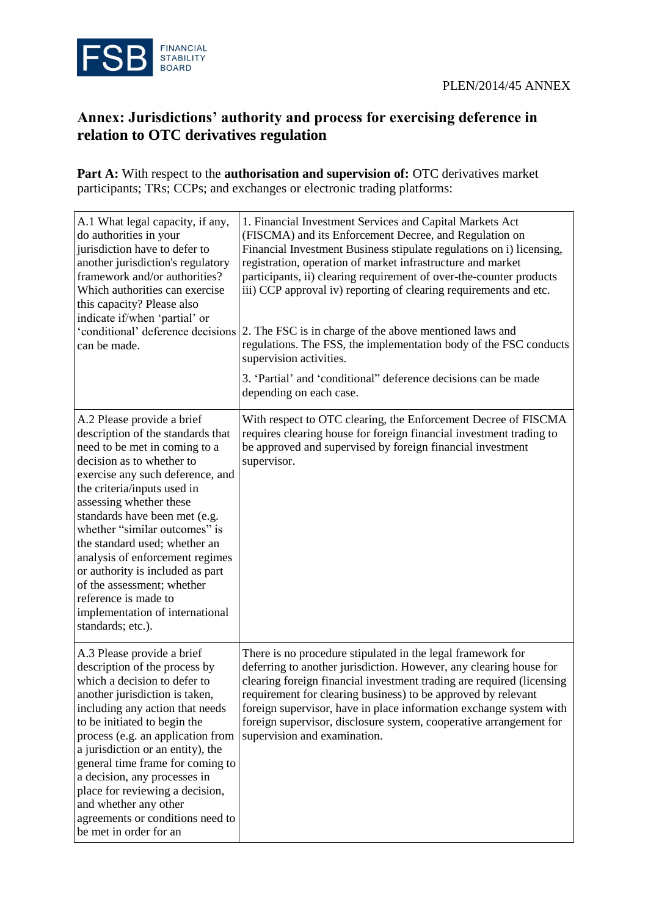PLEN/2014/45 ANNEX

## Annex: Jurisdictions' authority and process for exercising deference in relation to OTC derivatives regulation

**Part A:** With respect to the **authorisation and supervision of:** OTC derivatives market participants; TRs; CCPs; and exchanges or electronic trading platforms:

| | |
|---|---|
| A.1 What legal capacity, if any, do authorities in your jurisdiction have to defer to another jurisdiction's regulatory framework and/or authorities? Which authorities can exercise this capacity? Please also indicate if/when 'partial' or 'conditional' deference decisions can be made. | 1. Financial Investment Services and Capital Markets Act (FISCMA) and its Enforcement Decree, and Regulation on Financial Investment Business stipulate regulations on i) licensing, registration, operation of market infrastructure and market participants, ii) clearing requirement of over-the-counter products iii) CCP approval iv) reporting of clearing requirements and etc.<br><br>2. The FSC is in charge of the above mentioned laws and regulations. The FSS, the implementation body of the FSC conducts supervision activities.<br><br>3. 'Partial' and 'conditional" deference decisions can be made depending on each case. |
| A.2 Please provide a brief description of the standards that need to be met in coming to a decision as to whether to exercise any such deference, and the criteria/inputs used in assessing whether these standards have been met (e.g. whether "similar outcomes" is the standard used; whether an analysis of enforcement regimes or authority is included as part of the assessment; whether reference is made to implementation of international standards; etc.). | With respect to OTC clearing, the Enforcement Decree of FISCMA requires clearing house for foreign financial investment trading to be approved and supervised by foreign financial investment supervisor. |
| A.3 Please provide a brief description of the process by which a decision to defer to another jurisdiction is taken, including any action that needs to be initiated to begin the process (e.g. an application from a jurisdiction or an entity), the general time frame for coming to a decision, any processes in place for reviewing a decision, and whether any other agreements or conditions need to be met in order for an | There is no procedure stipulated in the legal framework for deferring to another jurisdiction. However, any clearing house for clearing foreign financial investment trading are required (licensing requirement for clearing business) to be approved by relevant foreign supervisor, have in place information exchange system with foreign supervisor, disclosure system, cooperative arrangement for supervision and examination. |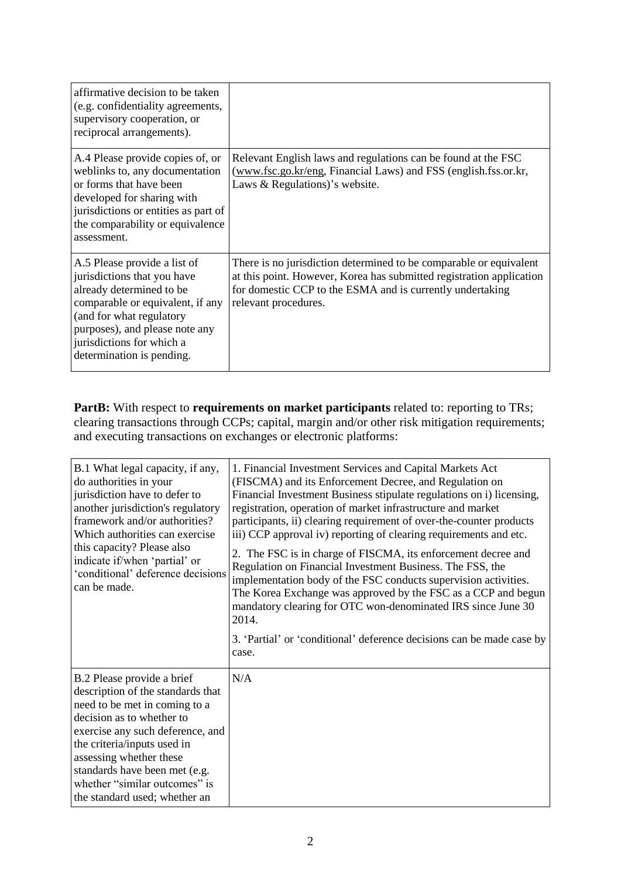| | |
|---|---|
| affirmative decision to be taken (e.g. confidentiality agreements, supervisory cooperation, or reciprocal arrangements). | |
| A.4 Please provide copies of, or weblinks to, any documentation or forms that have been developed for sharing with jurisdictions or entities as part of the comparability or equivalence assessment. | Relevant English laws and regulations can be found at the FSC (www.fsc.go.kr/eng, Financial Laws) and FSS (english.fss.or.kr, Laws & Regulations)'s website. |
| A.5 Please provide a list of jurisdictions that you have already determined to be comparable or equivalent, if any (and for what regulatory purposes), and please note any jurisdictions for which a determination is pending. | There is no jurisdiction determined to be comparable or equivalent at this point. However, Korea has submitted registration application for domestic CCP to the ESMA and is currently undertaking relevant procedures. |

**PartB:** With respect to **requirements on market participants** related to: reporting to TRs; clearing transactions through CCPs; capital, margin and/or other risk mitigation requirements; and executing transactions on exchanges or electronic platforms:

| | |
|---|---|
| B.1 What legal capacity, if any, do authorities in your jurisdiction have to defer to another jurisdiction's regulatory framework and/or authorities? Which authorities can exercise this capacity? Please also indicate if/when 'partial' or 'conditional' deference decisions can be made. | 1. Financial Investment Services and Capital Markets Act (FISCMA) and its Enforcement Decree, and Regulation on Financial Investment Business stipulate regulations on i) licensing, registration, operation of market infrastructure and market participants, ii) clearing requirement of over-the-counter products iii) CCP approval iv) reporting of clearing requirements and etc.<br><br>2. The FSC is in charge of FISCMA, its enforcement decree and Regulation on Financial Investment Business. The FSS, the implementation body of the FSC conducts supervision activities. The Korea Exchange was approved by the FSC as a CCP and begun mandatory clearing for OTC won-denominated IRS since June 30 2014.<br><br>3. 'Partial' or 'conditional' deference decisions can be made case by case. |
| B.2 Please provide a brief description of the standards that need to be met in coming to a decision as to whether to exercise any such deference, and the criteria/inputs used in assessing whether these standards have been met (e.g. whether "similar outcomes" is the standard used; whether an | N/A |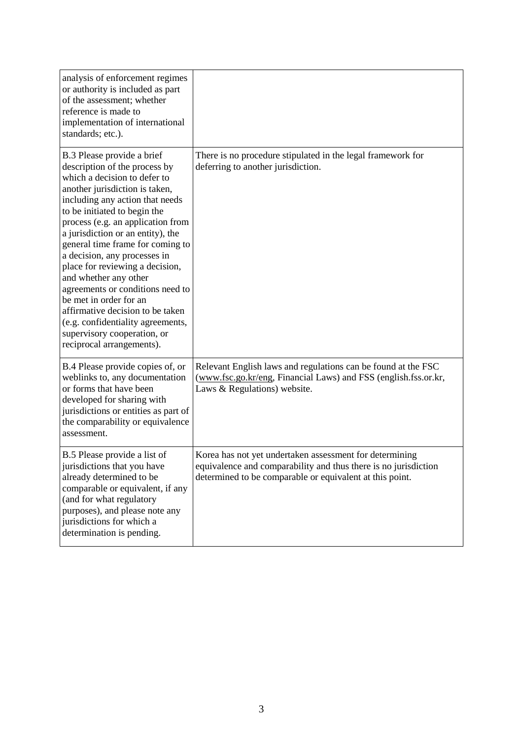| | |
|---|---|
| analysis of enforcement regimes or authority is included as part of the assessment; whether reference is made to implementation of international standards; etc.). | |
| B.3 Please provide a brief description of the process by which a decision to defer to another jurisdiction is taken, including any action that needs to be initiated to begin the process (e.g. an application from a jurisdiction or an entity), the general time frame for coming to a decision, any processes in place for reviewing a decision, and whether any other agreements or conditions need to be met in order for an affirmative decision to be taken (e.g. confidentiality agreements, supervisory cooperation, or reciprocal arrangements). | There is no procedure stipulated in the legal framework for deferring to another jurisdiction. |
| B.4 Please provide copies of, or weblinks to, any documentation or forms that have been developed for sharing with jurisdictions or entities as part of the comparability or equivalence assessment. | Relevant English laws and regulations can be found at the FSC (www.fsc.go.kr/eng, Financial Laws) and FSS (english.fss.or.kr, Laws & Regulations) website. |
| B.5 Please provide a list of jurisdictions that you have already determined to be comparable or equivalent, if any (and for what regulatory purposes), and please note any jurisdictions for which a determination is pending. | Korea has not yet undertaken assessment for determining equivalence and comparability and thus there is no jurisdiction determined to be comparable or equivalent at this point. |